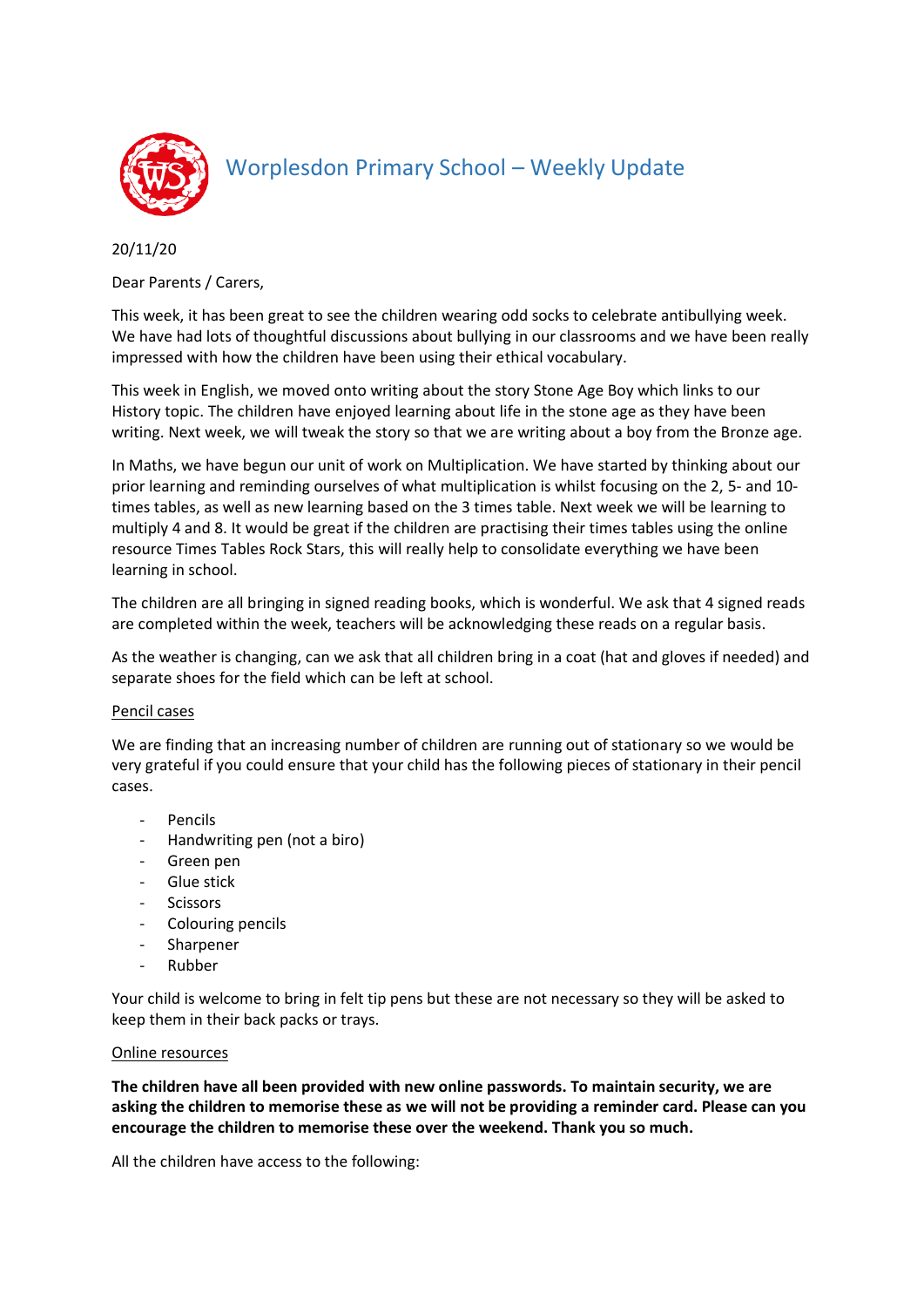// Worplesdon Primary School – Weekly Update

20/11/20

Dear Parents / Carers,

This week, it has been great to see the children wearing odd socks to celebrate antibullying week. We have had lots of thoughtful discussions about bullying in our classrooms and we have been really impressed with how the children have been using their ethical vocabulary.

This week in English, we moved onto writing about the story Stone Age Boy which links to our History topic. The children have enjoyed learning about life in the stone age as they have been writing. Next week, we will tweak the story so that we are writing about a boy from the Bronze age.

In Maths, we have begun our unit of work on Multiplication. We have started by thinking about our prior learning and reminding ourselves of what multiplication is whilst focusing on the 2, 5- and 10-times tables, as well as new learning based on the 3 times table. Next week we will be learning to multiply 4 and 8. It would be great if the children are practising their times tables using the online resource Times Tables Rock Stars, this will really help to consolidate everything we have been learning in school.

The children are all bringing in signed reading books, which is wonderful. We ask that 4 signed reads are completed within the week, teachers will be acknowledging these reads on a regular basis.

As the weather is changing, can we ask that all children bring in a coat (hat and gloves if needed) and separate shoes for the field which can be left at school.

## Pencil cases

We are finding that an increasing number of children are running out of stationary so we would be very grateful if you could ensure that your child has the following pieces of stationary in their pencil cases.

- Pencils
- Handwriting pen (not a biro)
- Green pen
- Glue stick
- Scissors
- Colouring pencils
- Sharpener
- Rubber

Your child is welcome to bring in felt tip pens but these are not necessary so they will be asked to keep them in their back packs or trays.

## Online resources

**The children have all been provided with new online passwords. To maintain security, we are asking the children to memorise these as we will not be providing a reminder card. Please can you encourage the children to memorise these over the weekend. Thank you so much.**

All the children have access to the following: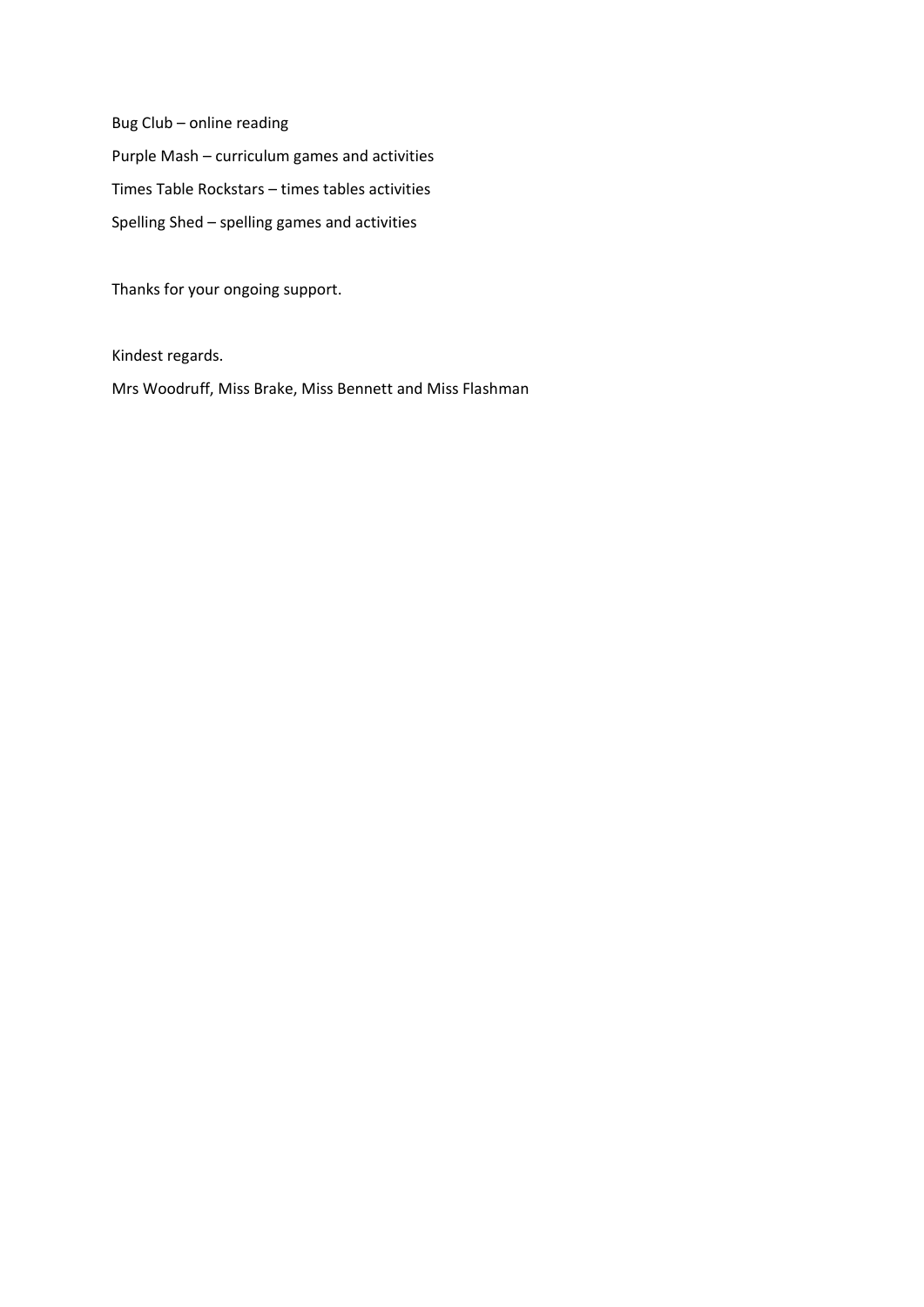Bug Club – online reading

Purple Mash – curriculum games and activities

Times Table Rockstars – times tables activities

Spelling Shed – spelling games and activities

Thanks for your ongoing support.

Kindest regards.

Mrs Woodruff, Miss Brake, Miss Bennett and Miss Flashman